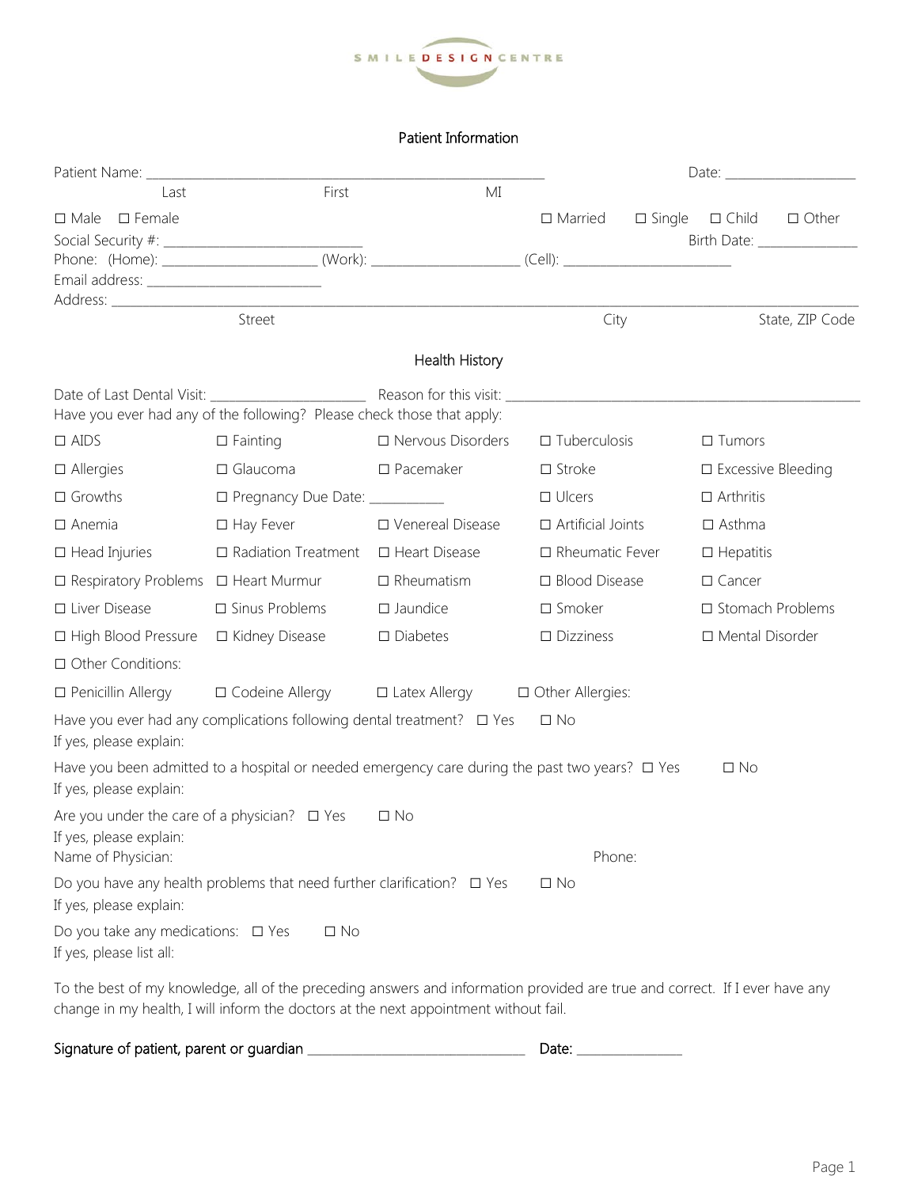SMILE DESIGN CENTRE

## Patient Information

Patient Name: ________________________________________________ Date: ___________________
Last First MI

☐ Male ☐ Female ☐ Married ☐ Single ☐ Child ☐ Other

Social Security #: ____________________________ Birth Date: ______________

Phone: (Home): ______________________ (Work): _____________________ (Cell): ________________________

Email address: _________________________

Address: ______________________________________________________________________________________________
Street City State, ZIP Code

## Health History

Date of Last Dental Visit: _____________________ Reason for this visit: _____________________________________________

Have you ever had any of the following? Please check those that apply:

| | | | | |
|---|---|---|---|---|
| ☐ AIDS | ☐ Fainting | ☐ Nervous Disorders | ☐ Tuberculosis | ☐ Tumors |
| ☐ Allergies | ☐ Glaucoma | ☐ Pacemaker | ☐ Stroke | ☐ Excessive Bleeding |
| ☐ Growths | ☐ Pregnancy Due Date: __________ | | ☐ Ulcers | ☐ Arthritis |
| ☐ Anemia | ☐ Hay Fever | ☐ Venereal Disease | ☐ Artificial Joints | ☐ Asthma |
| ☐ Head Injuries | ☐ Radiation Treatment | ☐ Heart Disease | ☐ Rheumatic Fever | ☐ Hepatitis |
| ☐ Respiratory Problems | ☐ Heart Murmur | ☐ Rheumatism | ☐ Blood Disease | ☐ Cancer |
| ☐ Liver Disease | ☐ Sinus Problems | ☐ Jaundice | ☐ Smoker | ☐ Stomach Problems |
| ☐ High Blood Pressure | ☐ Kidney Disease | ☐ Diabetes | ☐ Dizziness | ☐ Mental Disorder |

☐ Other Conditions:

☐ Penicillin Allergy ☐ Codeine Allergy ☐ Latex Allergy ☐ Other Allergies:

Have you ever had any complications following dental treatment? ☐ Yes ☐ No
If yes, please explain:

Have you been admitted to a hospital or needed emergency care during the past two years? ☐ Yes ☐ No
If yes, please explain:

Are you under the care of a physician? ☐ Yes ☐ No
If yes, please explain:
Name of Physician: Phone:

Do you have any health problems that need further clarification? ☐ Yes ☐ No
If yes, please explain:

Do you take any medications: ☐ Yes ☐ No
If yes, please list all:

To the best of my knowledge, all of the preceding answers and information provided are true and correct. If I ever have any change in my health, I will inform the doctors at the next appointment without fail.

Signature of patient, parent or guardian ________________________________ Date: _______________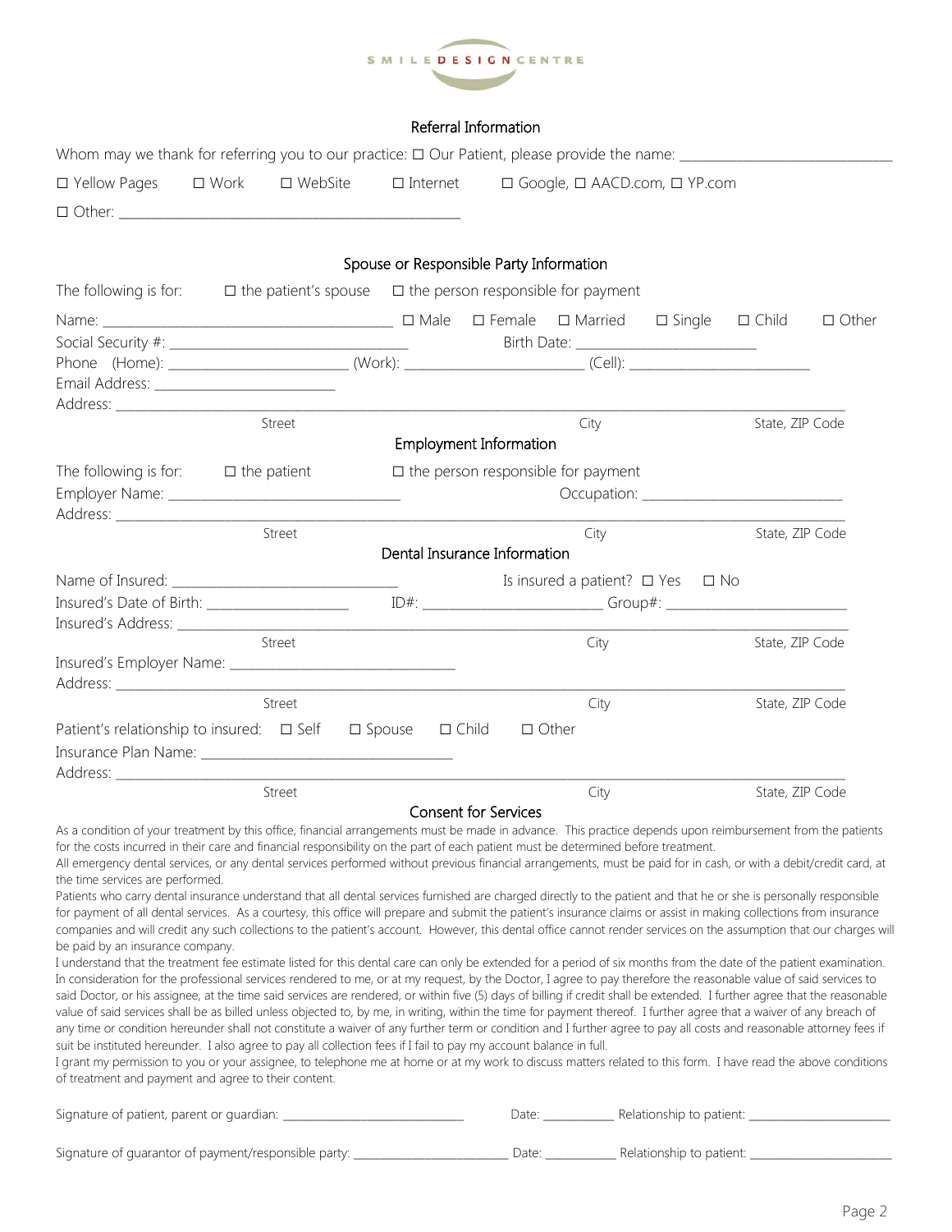SMILE DESIGN CENTRE

## Referral Information

Whom may we thank for referring you to our practice: ☐ Our Patient, please provide the name: ______________________________

☐ Yellow Pages ☐ Work ☐ WebSite ☐ Internet ☐ Google, ☐ AACD.com, ☐ YP.com

☐ Other: ________________________________________________

## Spouse or Responsible Party Information

The following is for: ☐ the patient's spouse ☐ the person responsible for payment

Name: ________________________________________ ☐ Male ☐ Female ☐ Married ☐ Single ☐ Child ☐ Other

Social Security #: ________________________________ Birth Date: __________________________

Phone (Home): ________________________ (Work): ________________________ (Cell): __________________________

Email Address: __________________________

Address: ______________________________________________________________________________________________

Street City State, ZIP Code

## Employment Information

The following is for: ☐ the patient ☐ the person responsible for payment

Employer Name: ________________________________ Occupation: ____________________________

Address: ______________________________________________________________________________________________

Street City State, ZIP Code

## Dental Insurance Information

Name of Insured: ________________________________ Is insured a patient? ☐ Yes ☐ No

Insured's Date of Birth: ___________________ ID#: ________________________ Group#: _________________________

Insured's Address: ______________________________________________________________________________________

Street City State, ZIP Code

Insured's Employer Name: ________________________________

Address: ______________________________________________________________________________________________

Street City State, ZIP Code

Patient's relationship to insured: ☐ Self ☐ Spouse ☐ Child ☐ Other

Insurance Plan Name: ____________________________________

Address: ______________________________________________________________________________________________

Street City State, ZIP Code

## Consent for Services

As a condition of your treatment by this office, financial arrangements must be made in advance. This practice depends upon reimbursement from the patients for the costs incurred in their care and financial responsibility on the part of each patient must be determined before treatment.

All emergency dental services, or any dental services performed without previous financial arrangements, must be paid for in cash, or with a debit/credit card, at the time services are performed.

Patients who carry dental insurance understand that all dental services furnished are charged directly to the patient and that he or she is personally responsible for payment of all dental services. As a courtesy, this office will prepare and submit the patient's insurance claims or assist in making collections from insurance companies and will credit any such collections to the patient's account. However, this dental office cannot render services on the assumption that our charges will be paid by an insurance company.

I understand that the treatment fee estimate listed for this dental care can only be extended for a period of six months from the date of the patient examination. In consideration for the professional services rendered to me, or at my request, by the Doctor, I agree to pay therefore the reasonable value of said services to said Doctor, or his assignee, at the time said services are rendered, or within five (5) days of billing if credit shall be extended. I further agree that the reasonable value of said services shall be as billed unless objected to, by me, in writing, within the time for payment thereof. I further agree that a waiver of any breach of any time or condition hereunder shall not constitute a waiver of any further term or condition and I further agree to pay all costs and reasonable attorney fees if suit be instituted hereunder. I also agree to pay all collection fees if I fail to pay my account balance in full.

I grant my permission to you or your assignee, to telephone me at home or at my work to discuss matters related to this form. I have read the above conditions of treatment and payment and agree to their content.

Signature of patient, parent or guardian: _____________________________ Date: ___________ Relationship to patient: _______________________

Signature of guarantor of payment/responsible party: _________________________ Date: ___________ Relationship to patient: _______________________